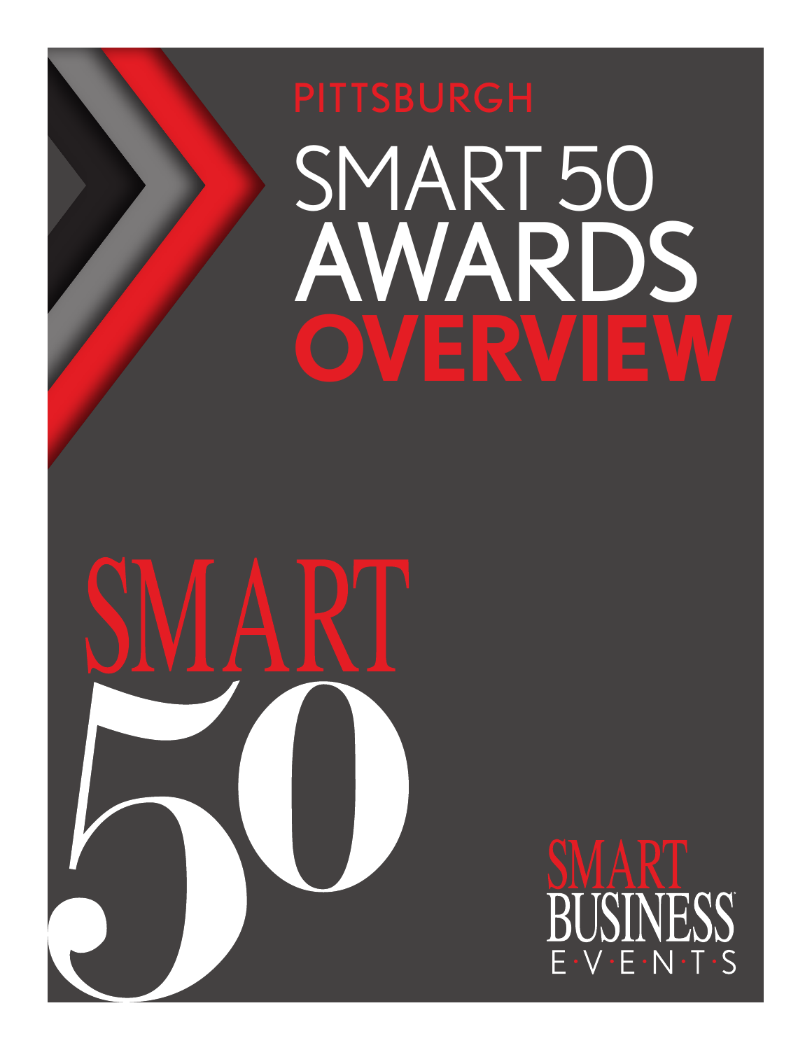# PITTSBURGH SMART 50 AWARDS OVERVIEW

SMART 50

SMART BUSINESS EVENTS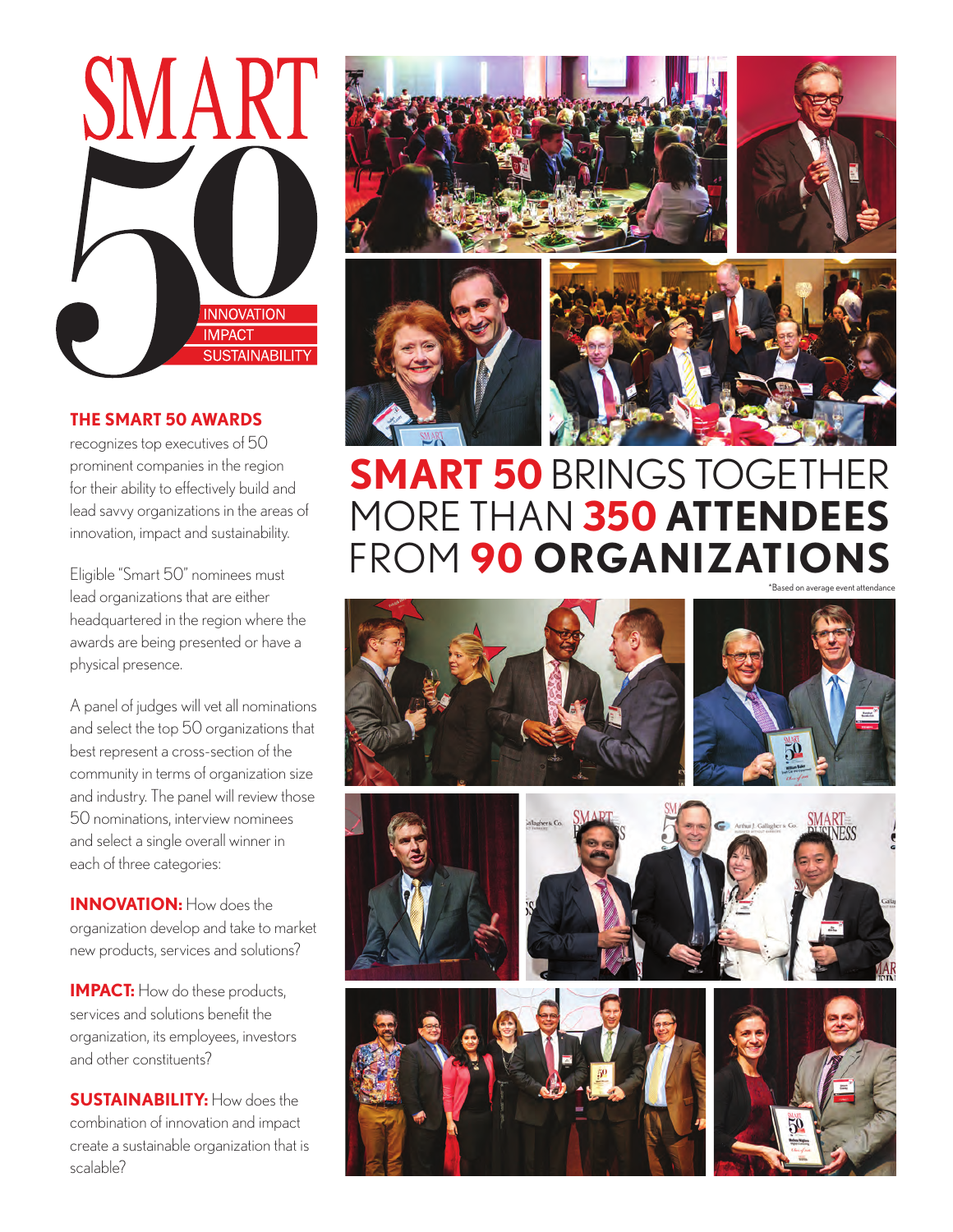# SMART 50

INNOVATION
IMPACT
SUSTAINABILITY

### THE SMART 50 AWARDS

recognizes top executives of 50 prominent companies in the region for their ability to effectively build and lead savvy organizations in the areas of innovation, impact and sustainability.

Eligible "Smart 50" nominees must lead organizations that are either headquartered in the region where the awards are being presented or have a physical presence.

A panel of judges will vet all nominations and select the top 50 organizations that best represent a cross-section of the community in terms of organization size and industry. The panel will review those 50 nominations, interview nominees and select a single overall winner in each of three categories:

**INNOVATION:** How does the organization develop and take to market new products, services and solutions?

**IMPACT:** How do these products, services and solutions benefit the organization, its employees, investors and other constituents?

**SUSTAINABILITY:** How does the combination of innovation and impact create a sustainable organization that is scalable?

## SMART 50 BRINGS TOGETHER MORE THAN 350 ATTENDEES FROM 90 ORGANIZATIONS

*Based on average event attendance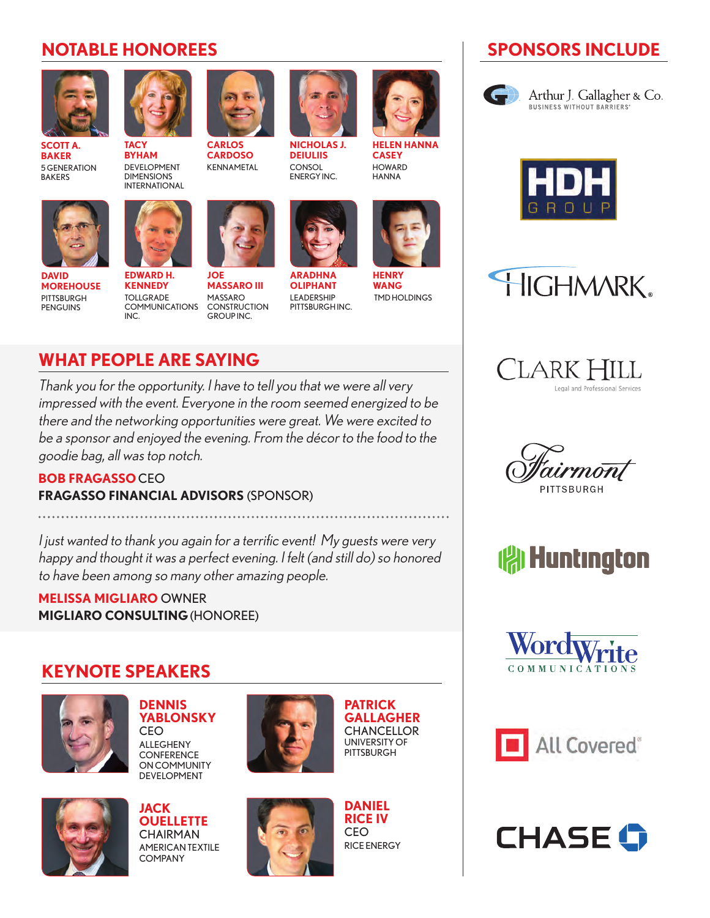## NOTABLE HONOREES

**SCOTT A. BAKER**
5 GENERATION BAKERS

**TACY BYHAM**
DEVELOPMENT DIMENSIONS INTERNATIONAL

**CARLOS CARDOSO**
KENNAMETAL

**NICHOLAS J. DEIULIIS**
CONSOL ENERGY INC.

**HELEN HANNA CASEY**
HOWARD HANNA

**DAVID MOREHOUSE**
PITTSBURGH PENGUINS

**EDWARD H. KENNEDY**
TOLLGRADE COMMUNICATIONS INC.

**JOE MASSARO III**
MASSARO CONSTRUCTION GROUP INC.

**ARADHNA OLIPHANT**
LEADERSHIP PITTSBURGH INC.

**HENRY WANG**
TMD HOLDINGS

## WHAT PEOPLE ARE SAYING

*Thank you for the opportunity. I have to tell you that we were all very impressed with the event. Everyone in the room seemed energized to be there and the networking opportunities were great. We were excited to be a sponsor and enjoyed the evening. From the décor to the food to the goodie bag, all was top notch.*

**BOB FRAGASSO** CEO
**FRAGASSO FINANCIAL ADVISORS** (SPONSOR)

*I just wanted to thank you again for a terrific event! My guests were very happy and thought it was a perfect evening. I felt (and still do) so honored to have been among so many other amazing people.*

**MELISSA MIGLIARO** OWNER
**MIGLIARO CONSULTING** (HONOREE)

## KEYNOTE SPEAKERS

**DENNIS YABLONSKY**
CEO
ALLEGHENY CONFERENCE ON COMMUNITY DEVELOPMENT

**PATRICK GALLAGHER**
CHANCELLOR
UNIVERSITY OF PITTSBURGH

**JACK OUELLETTE**
CHAIRMAN
AMERICAN TEXTILE COMPANY

**DANIEL RICE IV**
CEO
RICE ENERGY

## SPONSORS INCLUDE

- Arthur J. Gallagher & Co. — BUSINESS WITHOUT BARRIERS®
- HDH GROUP
- HIGHMARK®
- CLARK HILL — Legal and Professional Services
- Fairmont PITTSBURGH
- Huntington
- WordWrite COMMUNICATIONS
- All Covered®
- CHASE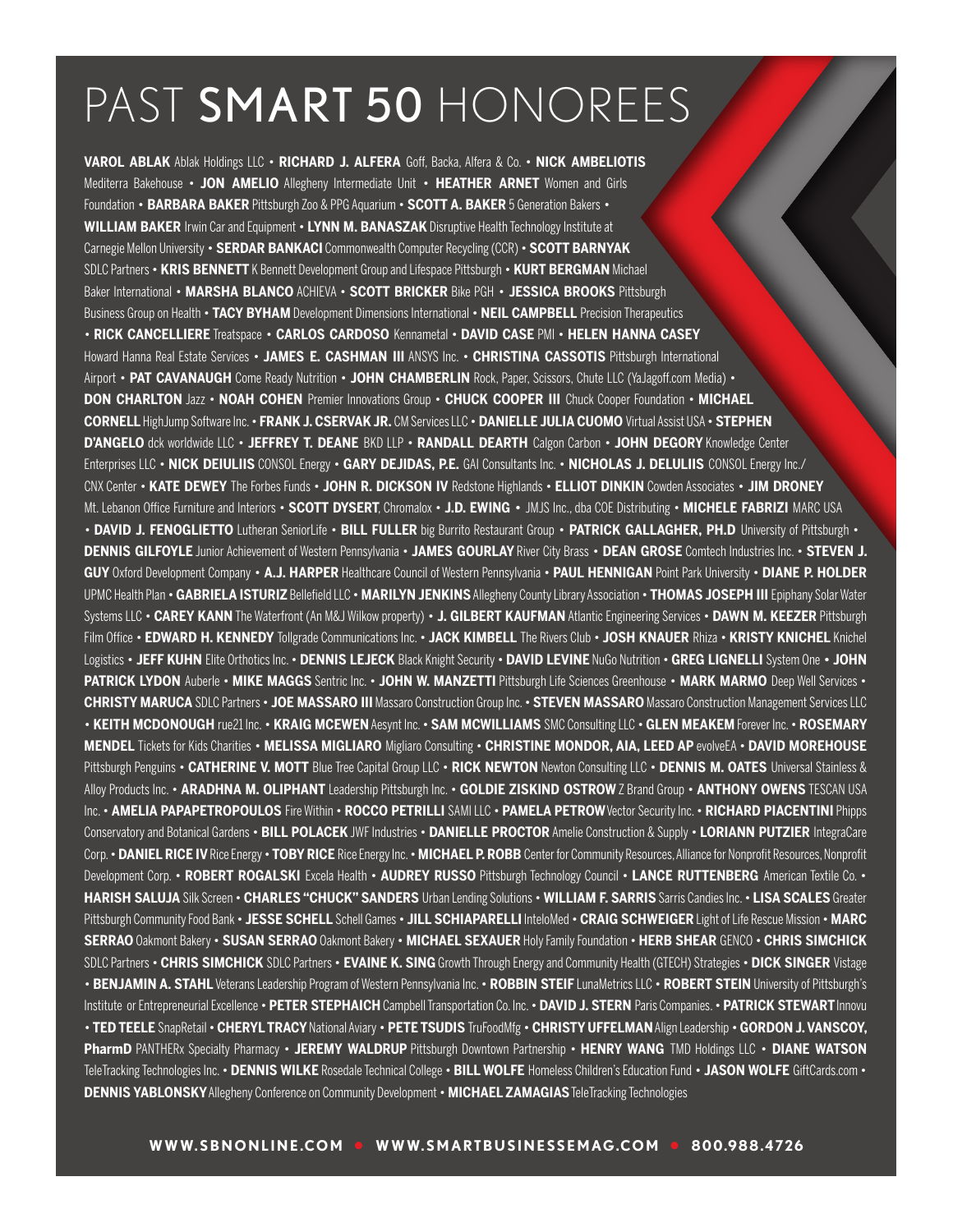# PAST **SMART 50** HONOREES

**VAROL ABLAK** Ablak Holdings LLC • **RICHARD J. ALFERA** Goff, Backa, Alfera & Co. • **NICK AMBELIOTIS** Mediterra Bakehouse • **JON AMELIO** Allegheny Intermediate Unit • **HEATHER ARNET** Women and Girls Foundation • **BARBARA BAKER** Pittsburgh Zoo & PPG Aquarium • **SCOTT A. BAKER** 5 Generation Bakers • **WILLIAM BAKER** Irwin Car and Equipment • **LYNN M. BANASZAK** Disruptive Health Technology Institute at Carnegie Mellon University • **SERDAR BANKACI** Commonwealth Computer Recycling (CCR) • **SCOTT BARNYAK** SDLC Partners • **KRIS BENNETT** K Bennett Development Group and Lifespace Pittsburgh • **KURT BERGMAN** Michael Baker International • **MARSHA BLANCO** ACHIEVA • **SCOTT BRICKER** Bike PGH • **JESSICA BROOKS** Pittsburgh Business Group on Health • **TACY BYHAM** Development Dimensions International • **NEIL CAMPBELL** Precision Therapeutics • **RICK CANCELLIERE** Treatspace • **CARLOS CARDOSO** Kennametal • **DAVID CASE** PMI • **HELEN HANNA CASEY** Howard Hanna Real Estate Services • **JAMES E. CASHMAN III** ANSYS Inc. • **CHRISTINA CASSOTIS** Pittsburgh International Airport • **PAT CAVANAUGH** Come Ready Nutrition • **JOHN CHAMBERLIN** Rock, Paper, Scissors, Chute LLC (YaJagoff.com Media) • **DON CHARLTON** Jazz • **NOAH COHEN** Premier Innovations Group • **CHUCK COOPER III** Chuck Cooper Foundation • **MICHAEL CORNELL** HighJump Software Inc. • **FRANK J. CSERVAK JR.** CM Services LLC • **DANIELLE JULIA CUOMO** Virtual Assist USA • **STEPHEN D'ANGELO** dck worldwide LLC • **JEFFREY T. DEANE** BKD LLP • **RANDALL DEARTH** Calgon Carbon • **JOHN DEGORY** Knowledge Center Enterprises LLC • **NICK DEIULIIS** CONSOL Energy • **GARY DEJIDAS, P.E.** GAI Consultants Inc. • **NICHOLAS J. DELULIIS** CONSOL Energy Inc./ CNX Center • **KATE DEWEY** The Forbes Funds • **JOHN R. DICKSON IV** Redstone Highlands • **ELLIOT DINKIN** Cowden Associates • **JIM DRONEY** Mt. Lebanon Office Furniture and Interiors • **SCOTT DYSERT**, Chromalox • **J.D. EWING** • JMJS Inc., dba COE Distributing • **MICHELE FABRIZI** MARC USA • **DAVID J. FENOGLIETTO** Lutheran SeniorLife • **BILL FULLER** big Burrito Restaurant Group • **PATRICK GALLAGHER, PH.D** University of Pittsburgh • **DENNIS GILFOYLE** Junior Achievement of Western Pennsylvania • **JAMES GOURLAY** River City Brass • **DEAN GROSE** Comtech Industries Inc. • **STEVEN J. GUY** Oxford Development Company • **A.J. HARPER** Healthcare Council of Western Pennsylvania • **PAUL HENNIGAN** Point Park University • **DIANE P. HOLDER** UPMC Health Plan • **GABRIELA ISTURIZ** Bellefield LLC • **MARILYN JENKINS** Allegheny County Library Association • **THOMAS JOSEPH III** Epiphany Solar Water Systems LLC • **CAREY KANN** The Waterfront (An M&J Wilkow property) • **J. GILBERT KAUFMAN** Atlantic Engineering Services • **DAWN M. KEEZER** Pittsburgh Film Office • **EDWARD H. KENNEDY** Tollgrade Communications Inc. • **JACK KIMBELL** The Rivers Club • **JOSH KNAUER** Rhiza • **KRISTY KNICHEL** Knichel Logistics • **JEFF KUHN** Elite Orthotics Inc. • **DENNIS LEJECK** Black Knight Security • **DAVID LEVINE** NuGo Nutrition • **GREG LIGNELLI** System One • **JOHN PATRICK LYDON** Auberle • **MIKE MAGGS** Sentric Inc. • **JOHN W. MANZETTI** Pittsburgh Life Sciences Greenhouse • **MARK MARMO** Deep Well Services • **CHRISTY MARUCA** SDLC Partners • **JOE MASSARO III** Massaro Construction Group Inc. • **STEVEN MASSARO** Massaro Construction Management Services LLC • **KEITH MCDONOUGH** rue21 Inc. • **KRAIG MCEWEN** Aesynt Inc. • **SAM MCWILLIAMS** SMC Consulting LLC • **GLEN MEAKEM** Forever Inc. • **ROSEMARY MENDEL** Tickets for Kids Charities • **MELISSA MIGLIARO** Migliaro Consulting • **CHRISTINE MONDOR, AIA, LEED AP** evolveEA • **DAVID MOREHOUSE** Pittsburgh Penguins • **CATHERINE V. MOTT** Blue Tree Capital Group LLC • **RICK NEWTON** Newton Consulting LLC • **DENNIS M. OATES** Universal Stainless & Alloy Products Inc. • **ARADHNA M. OLIPHANT** Leadership Pittsburgh Inc. • **GOLDIE ZISKIND OSTROW** Z Brand Group • **ANTHONY OWENS** TESCAN USA Inc. • **AMELIA PAPAPETROPOULOS** Fire Within • **ROCCO PETRILLI** SAMI LLC • **PAMELA PETROW** Vector Security Inc. • **RICHARD PIACENTINI** Phipps Conservatory and Botanical Gardens • **BILL POLACEK** JWF Industries • **DANIELLE PROCTOR** Amelie Construction & Supply • **LORIANN PUTZIER** IntegraCare Corp. • **DANIEL RICE IV** Rice Energy • **TOBY RICE** Rice Energy Inc. • **MICHAEL P. ROBB** Center for Community Resources, Alliance for Nonprofit Resources, Nonprofit Development Corp. • **ROBERT ROGALSKI** Excela Health • **AUDREY RUSSO** Pittsburgh Technology Council • **LANCE RUTTENBERG** American Textile Co. • **HARISH SALUJA** Silk Screen • **CHARLES "CHUCK" SANDERS** Urban Lending Solutions • **WILLIAM F. SARRIS** Sarris Candies Inc. • **LISA SCALES** Greater Pittsburgh Community Food Bank • **JESSE SCHELL** Schell Games • **JILL SCHIAPARELLI** InteloMed • **CRAIG SCHWEIGER** Light of Life Rescue Mission • **MARC SERRAO** Oakmont Bakery • **SUSAN SERRAO** Oakmont Bakery • **MICHAEL SEXAUER** Holy Family Foundation • **HERB SHEAR** GENCO • **CHRIS SIMCHICK** SDLC Partners • **CHRIS SIMCHICK** SDLC Partners • **EVAINE K. SING** Growth Through Energy and Community Health (GTECH) Strategies • **DICK SINGER** Vistage • **BENJAMIN A. STAHL** Veterans Leadership Program of Western Pennsylvania Inc. • **ROBBIN STEIF** LunaMetrics LLC • **ROBERT STEIN** University of Pittsburgh's Institute or Entrepreneurial Excellence • **PETER STEPHAICH** Campbell Transportation Co. Inc. • **DAVID J. STERN** Paris Companies. • **PATRICK STEWART** Innovu • **TED TEELE** SnapRetail • **CHERYL TRACY** National Aviary • **PETE TSUDIS** TruFoodMfg • **CHRISTY UFFELMAN** Align Leadership • **GORDON J. VANSCOY, PharmD** PANTHERx Specialty Pharmacy • **JEREMY WALDRUP** Pittsburgh Downtown Partnership • **HENRY WANG** TMD Holdings LLC • **DIANE WATSON** TeleTracking Technologies Inc. • **DENNIS WILKE** Rosedale Technical College • **BILL WOLFE** Homeless Children's Education Fund • **JASON WOLFE** GiftCards.com • **DENNIS YABLONSKY** Allegheny Conference on Community Development • **MICHAEL ZAMAGIAS** TeleTracking Technologies

**WWW.SBNONLINE.COM • WWW.SMARTBUSINESSEMAG.COM • 800.988.4726**